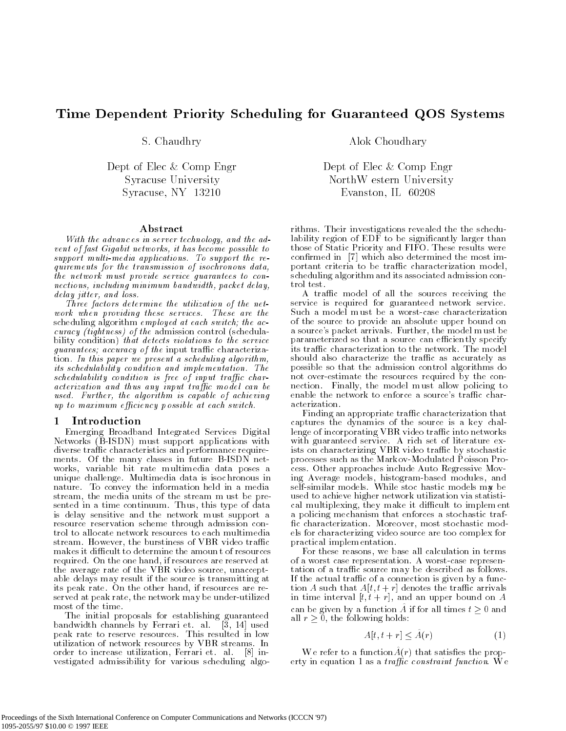# Time Dependent Priority Scheduling for Guaranteed QOS Systems

S. Chaudhry

Dept of Elec & Comp Engr
Syracuse University
Syracuse, NY 13210

Alok Choudhary

Dept of Elec & Comp Engr
NorthWestern University
Evanston, IL 60208

## Abstract

*With the advances in server technology, and the advent of fast Gigabit networks, it has become possible to support multi-media applications. To support the requirements for the transmission of isochronous data, the network must provide service guarantees to connections, including minimum bandwidth, packet delay, delay jitter, and loss.*

*Three factors determine the utilization of the network when providing these services. These are the* scheduling algorithm *employed at each switch; the accuracy (tightness) of the* admission control (schedulability condition) *that detects violations to the service guarantees; accuracy of the* input traffic characterization. *In this paper we present a scheduling algorithm, its schedulability condition and implementation. The schedulability condition is free of input traffic characterization and thus any input traffic model can be used. Further, the algorithm is capable of achieving up to maximum efficiency possible at each switch.*

## 1 Introduction

Emerging Broadband Integrated Services Digital Networks (B-ISDN) must support applications with diverse traffic characteristics and performance requirements. Of the many classes in future B-ISDN networks, variable bit rate multimedia data poses a unique challenge. Multimedia data is isochronous in nature. To convey the information held in a media stream, the media units of the stream must be presented in a time continuum. Thus, this type of data is delay sensitive and the network must support a resource reservation scheme through admission control to allocate network resources to each multimedia stream. However, the burstiness of VBR video traffic makes it difficult to determine the amount of resources required. On the one hand, if resources are reserved at the average rate of the VBR video source, unacceptable delays may result if the source is transmitting at its peak rate. On the other hand, if resources are reserved at peak rate, the network may be under-utilized most of the time.

The initial proposals for establishing guaranteed bandwidth channels by Ferrari et. al. [3, 14] used peak rate to reserve resources. This resulted in low utilization of network resources by VBR streams. In order to increase utilization, Ferrari et. al. [8] investigated admissibility for various scheduling algorithms. Their investigations revealed the the schedulability region of EDF to be significantly larger than those of Static Priority and FIFO. These results were confirmed in [7] which also determined the most important criteria to be traffic characterization model, scheduling algorithm and its associated admission control test.

A traffic model of all the sources receiving the service is required for guaranteed network service. Such a model must be a worst-case characterization of the source to provide an absolute upper bound on a source's packet arrivals. Further, the model must be parameterized so that a source can efficiently specify its traffic characterization to the network. The model should also characterize the traffic as accurately as possible so that the admission control algorithms do not over-estimate the resources required by the connection. Finally, the model must allow policing to enable the network to enforce a source's traffic characterization.

Finding an appropriate traffic characterization that captures the dynamics of the source is a key challenge of incorporating VBR video traffic into networks with guaranteed service. A rich set of literature exists on characterizing VBR video traffic by stochastic processes such as the Markov-Modulated Poisson Process. Other approaches include Auto Regressive Moving Average models, histogram-based modules, and self-similar models. While stochastic models may be used to achieve higher network utilization via statistical multiplexing, they make it difficult to implement a policing mechanism that enforces a stochastic traffic characterization. Moreover, most stochastic models for characterizing video source are too complex for practical implementation.

For these reasons, we base all calculation in terms of a worst case representation. A worst-case representation of a traffic source may be described as follows. If the actual traffic of a connection is given by a function $A$ such that $A[t, t+r]$ denotes the traffic arrivals in time interval $[t, t+r]$, and an upper bound on $A$ can be given by a function $\hat{A}$ if for all times $t \geq 0$ and all $r \geq 0$, the following holds:

$$A[t, t+r] \leq \hat{A}(r) \qquad (1)$$

We refer to a function $\hat{A}(r)$ that satisfies the property in equation 1 as a *traffic constraint function*. We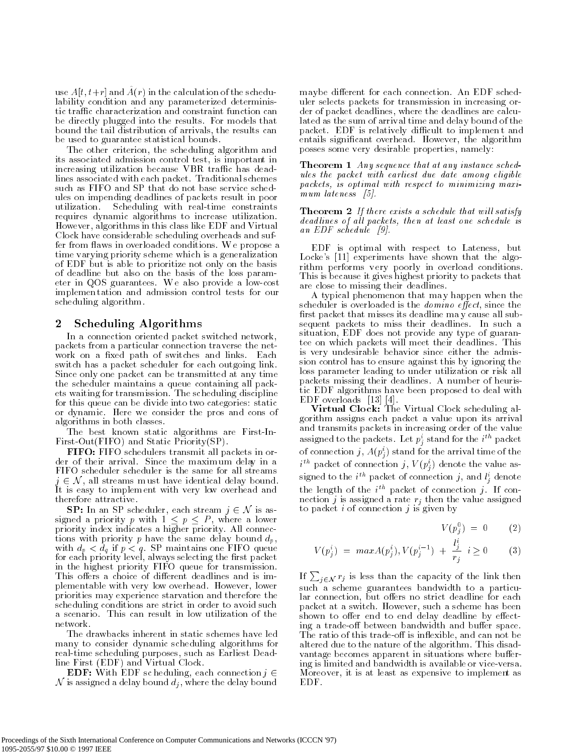use $A[t, t+r]$ and $\hat{A}(r)$ in the calculation of the schedulability condition and any parameterized deterministic traffic characterization and constraint function can be directly plugged into the results. For models that bound the tail distribution of arrivals, the results can be used to guarantee statistical bounds.

The other criterion, the scheduling algorithm and its associated admission control test, is important in increasing utilization because VBR traffic has deadlines associated with each packet. Traditional schemes such as FIFO and SP that do not base service schedules on impending deadlines of packets result in poor utilization. Scheduling with real-time constraints requires dynamic algorithms to increase utilization. However, algorithms in this class like EDF and Virtual Clock have considerable scheduling overheads and suffer from flaws in overloaded conditions. We propose a time varying priority scheme which is a generalization of EDF but is able to prioritize not only on the basis of deadline but also on the basis of the loss parameter in QOS guarantees. We also provide a low-cost implementation and admission control tests for our scheduling algorithm.

## 2 Scheduling Algorithms

In a connection oriented packet switched network, packets from a particular connection traverse the network on a fixed path of switches and links. Each switch has a packet scheduler for each outgoing link. Since only one packet can be transmitted at any time the scheduler maintains a queue containing all packets waiting for transmission. The scheduling discipline for this queue can be divide into two categories: static or dynamic. Here we consider the pros and cons of algorithms in both classes.

The best known static algorithms are First-In-First-Out(FIFO) and Static Priority(SP).

**FIFO:** FIFO schedulers transmit all packets in order of their arrival. Since the maximum delay in a FIFO scheduler scheduler is the same for all streams $j \in \mathcal{N}$, all streams must have identical delay bound. It is easy to implement with very low overhead and therefore attractive.

**SP:** In an SP scheduler, each stream $j \in \mathcal{N}$ is assigned a priority $p$ with $1 \leq p \leq P$, where a lower priority index indicates a higher priority. All connections with priority $p$ have the same delay bound $d_p$, with $d_p < d_q$ if $p < q$. SP maintains one FIFO queue for each priority level, always selecting the first packet in the highest priority FIFO queue for transmission. This offers a choice of different deadlines and is implementable with very low overhead. However, lower priorities may experience starvation and therefore the scheduling conditions are strict in order to avoid such a scenario. This can result in low utilization of the network.

The drawbacks inherent in static schemes have led many to consider dynamic scheduling algorithms for real-time scheduling purposes, such as Earliest Deadline First (EDF) and Virtual Clock.

**EDF:** With EDF scheduling, each connection $j \in \mathcal{N}$ is assigned a delay bound $d_j$, where the delay bound maybe different for each connection. An EDF scheduler selects packets for transmission in increasing order of packet deadlines, where the deadlines are calculated as the sum of arrival time and delay bound of the packet. EDF is relatively difficult to implement and entails significant overhead. However, the algorithm posses some very desirable properties, namely:

**Theorem 1** *Any sequence that at any instance schedules the packet with earliest due date among eligible packets, is optimal with respect to minimizing maximum lateness [5].*

**Theorem 2** *If there exists a schedule that will satisfy deadlines of all packets, then at least one schedule is an EDF schedule [9].*

EDF is optimal with respect to Lateness, but Locke's [11] experiments have shown that the algorithm performs very poorly in overload conditions. This is because it gives highest priority to packets that are close to missing their deadlines.

A typical phenomenon that may happen when the scheduler is overloaded is the *domino effect*, since the first packet that misses its deadline may cause all subsequent packets to miss their deadlines. In such a situation, EDF does not provide any type of guarantee on which packets will meet their deadlines. This is very undesirable behavior since either the admission control has to ensure against this by ignoring the loss parameter leading to under utilization or risk all packets missing their deadlines. A number of heuristic EDF algorithms have been proposed to deal with EDF overloads [13] [4].

**Virtual Clock:** The Virtual Clock scheduling algorithm assigns each packet a value upon its arrival and transmits packets in increasing order of the value assigned to the packets. Let $p_j^i$ stand for the $i^{th}$ packet of connection $j$, $A(p_j^i)$ stand for the arrival time of the $i^{th}$ packet of connection $j$, $V(p_j^i)$ denote the value assigned to the $i^{th}$ packet of connection $j$, and $l_j^i$ denote the length of the $i^{th}$ packet of connection $j$. If connection $j$ is assigned a rate $r_j$ then the value assigned to packet $i$ of connection $j$ is given by

$$V(p_j^0) = 0 \qquad (2)$$

$$V(p_j^i) = max A(p_j^i), V(p_j^{i-1}) + \frac{l_j^i}{r_j} \quad i \geq 0 \qquad (3)$$

If $\sum_{j \in \mathcal{N}} r_j$ is less than the capacity of the link then such a scheme guarantees bandwidth to a particular connection, but offers no strict deadline for each packet at a switch. However, such a scheme has been shown to offer end to end delay deadline by effecting a trade-off between bandwidth and buffer space. The ratio of this trade-off is inflexible, and can not be altered due to the nature of the algorithm. This disadvantage becomes apparent in situations where buffering is limited and bandwidth is available or vice-versa. Moreover, it is at least as expensive to implement as EDF.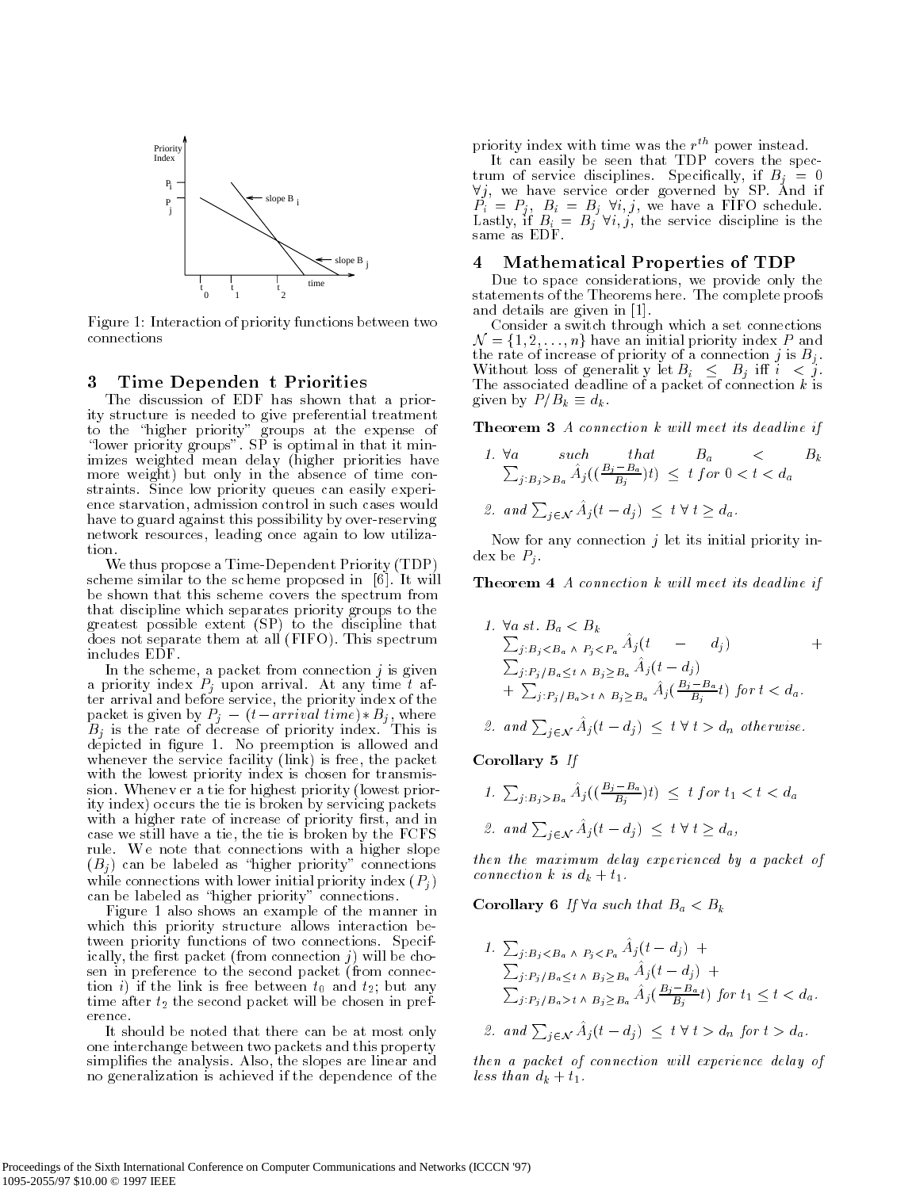Figure 1: Interaction of priority functions between two connections

## 3 Time Dependent Priorities

The discussion of EDF has shown that a priority structure is needed to give preferential treatment to the "higher priority" groups at the expense of "lower priority groups". SP is optimal in that it minimizes weighted mean delay (higher priorities have more weight) but only in the absence of time constraints. Since low priority queues can easily experience starvation, admission control in such cases would have to guard against this possibility by over-reserving network resources, leading once again to low utilization.

We thus propose a Time-Dependent Priority (TDP) scheme similar to the scheme proposed in [6]. It will be shown that this scheme covers the spectrum from that discipline which separates priority groups to the greatest possible extent (SP) to the discipline that does not separate them at all (FIFO). This spectrum includes EDF.

In the scheme, a packet from connection $j$ is given a priority index $P_j$ upon arrival. At any time $t$ after arrival and before service, the priority index of the packet is given by $P_j - (t - arrival\ time) * B_j$, where $B_j$ is the rate of decrease of priority index. This is depicted in figure 1. No preemption is allowed and whenever the service facility (link) is free, the packet with the lowest priority index is chosen for transmission. Whenever a tie for highest priority (lowest priority index) occurs the tie is broken by servicing packets with a higher rate of increase of priority first, and in case we still have a tie, the tie is broken by the FCFS rule. We note that connections with a higher slope ($B_j$) can be labeled as "higher priority" connections while connections with lower initial priority index ($P_j$) can be labeled as "higher priority" connections.

Figure 1 also shows an example of the manner in which this priority structure allows interaction between priority functions of two connections. Specifically, the first packet (from connection $j$) will be chosen in preference to the second packet (from connection $i$) if the link is free between $t_0$ and $t_2$; but any time after $t_2$ the second packet will be chosen in preference.

It should be noted that there can be at most only one interchange between two packets and this property simplifies the analysis. Also, the slopes are linear and no generalization is achieved if the dependence of the priority index with time was the $r^{th}$ power instead.

It can easily be seen that TDP covers the spectrum of service disciplines. Specifically, if $B_j = 0$ $\forall j$, we have service order governed by SP. And if $P_i = P_j$, $B_i = B_j$ $\forall i, j$, we have a FIFO schedule. Lastly, if $B_i = B_j$ $\forall i, j$, the service discipline is the same as EDF.

## 4 Mathematical Properties of TDP

Due to space considerations, we provide only the statements of the Theorems here. The complete proofs and details are given in [1].

Consider a switch through which a set connections $\mathcal{N} = \{1, 2, \ldots, n\}$ have an initial priority index $P$ and the rate of increase of priority of a connection $j$ is $B_j$. Without loss of generality let $B_i \leq B_j$ iff $i < j$. The associated deadline of a packet of connection $k$ is given by $P/B_k \equiv d_k$.

**Theorem 3** *A connection $k$ will meet its deadline if*

1. $\forall a$ such that $B_a < B_k$ $\sum_{j: B_j > B_a} \hat{A}_j((\frac{B_j - B_a}{B_j})t) \leq t$ *for* $0 < t < d_a$
2. *and* $\sum_{j \in \mathcal{N}} \hat{A}_j(t - d_j) \leq t \; \forall\, t \geq d_a$.

Now for any connection $j$ let its initial priority index be $P_j$.

**Theorem 4** *A connection $k$ will meet its deadline if*

1. $\forall a$ *st.* $B_a < B_k$ $\sum_{j: B_j < B_a \wedge P_j < P_a} \hat{A}_j(t - d_j) + \sum_{j: P_j/B_a \leq t \wedge B_j \geq B_a} \hat{A}_j(t - d_j) + \sum_{j: P_j/B_a > t \wedge B_j \geq B_a} \hat{A}_j(\frac{B_j - B_a}{B_j} t)$ *for* $t < d_a$.
2. *and* $\sum_{j \in \mathcal{N}} \hat{A}_j(t - d_j) \leq t \; \forall\, t > d_n$ *otherwise.*

**Corollary 5** *If*

1. $\sum_{j: B_j > B_a} \hat{A}_j((\frac{B_j - B_a}{B_j})t) \leq t$ *for* $t_1 < t < d_a$
2. *and* $\sum_{j \in \mathcal{N}} \hat{A}_j(t - d_j) \leq t \; \forall\, t \geq d_a$,

*then the maximum delay experienced by a packet of connection $k$ is $d_k + t_1$.*

**Corollary 6** *If $\forall a$ such that $B_a < B_k$*

1. $\sum_{j: B_j < B_a \wedge P_j < P_a} \hat{A}_j(t - d_j) + \sum_{j: P_j/B_a \leq t \wedge B_j \geq B_a} \hat{A}_j(t - d_j) + \sum_{j: P_j/B_a > t \wedge B_j \geq B_a} \hat{A}_j(\frac{B_j - B_a}{B_j} t)$ *for* $t_1 \leq t < d_a$.
2. *and* $\sum_{j \in \mathcal{N}} \hat{A}_j(t - d_j) \leq t \; \forall\, t > d_n$ *for* $t > d_a$.

*then a packet of connection will experience delay of less than $d_k + t_1$.*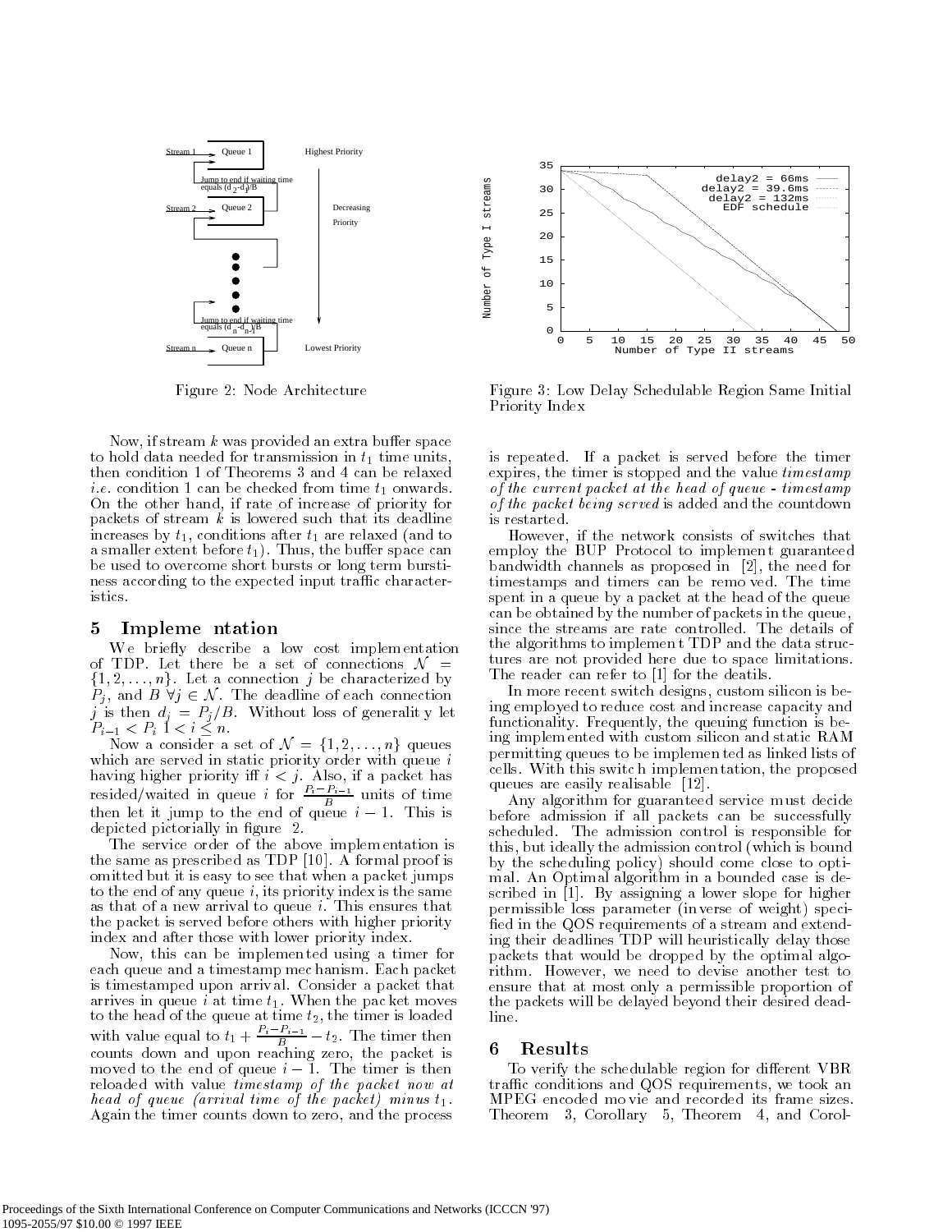Figure 2: Node Architecture

Figure 3: Low Delay Schedulable Region Same Initial Priority Index

Now, if stream $k$ was provided an extra buffer space to hold data needed for transmission in $t_1$ time units, then condition 1 of Theorems 3 and 4 can be relaxed *i.e.* condition 1 can be checked from time $t_1$ onwards. On the other hand, if rate of increase of priority for packets of stream $k$ is lowered such that its deadline increases by $t_1$, conditions after $t_1$ are relaxed (and to a smaller extent before $t_1$). Thus, the buffer space can be used to overcome short bursts or long term burstiness according to the expected input traffic characteristics.

## 5 Implementation

We briefly describe a low cost implementation of TDP. Let there be a set of connections $\mathcal{N} = \{1, 2, \ldots, n\}$. Let a connection $j$ be characterized by $P_j$, and $B$ $\forall j \in \mathcal{N}$. The deadline of each connection $j$ is then $d_j = P_j/B$. Without loss of generality let $P_{i-1} < P_i$ $1 < i \leq n$.

Now a consider a set of $\mathcal{N} = \{1, 2, \ldots, n\}$ queues which are served in static priority order with queue $i$ having higher priority iff $i < j$. Also, if a packet has resided/waited in queue $i$ for $\frac{P_i - P_{i-1}}{B}$ units of time then let it jump to the end of queue $i-1$. This is depicted pictorially in figure 2.

The service order of the above implementation is the same as prescribed as TDP [10]. A formal proof is omitted but it is easy to see that when a packet jumps to the end of any queue $i$, its priority index is the same as that of a new arrival to queue $i$. This ensures that the packet is served before others with higher priority index and after those with lower priority index.

Now, this can be implemented using a timer for each queue and a timestamp mechanism. Each packet is timestamped upon arrival. Consider a packet that arrives in queue $i$ at time $t_1$. When the packet moves to the head of the queue at time $t_2$, the timer is loaded with value equal to $t_1 + \frac{P_i - P_{i-1}}{B} - t_2$. The timer then counts down and upon reaching zero, the packet is moved to the end of queue $i-1$. The timer is then reloaded with value *timestamp of the packet now at head of queue (arrival time of the packet) minus* $t_1$. Again the timer counts down to zero, and the process is repeated. If a packet is served before the timer expires, the timer is stopped and the value *timestamp of the current packet at the head of queue - timestamp of the packet being served* is added and the countdown is restarted.

However, if the network consists of switches that employ the BUP Protocol to implement guaranteed bandwidth channels as proposed in [2], the need for timestamps and timers can be removed. The time spent in a queue by a packet at the head of the queue can be obtained by the number of packets in the queue, since the streams are rate controlled. The details of the algorithms to implement TDP and the data structures are not provided here due to space limitations. The reader can refer to [1] for the deatils.

In more recent switch designs, custom silicon is being employed to reduce cost and increase capacity and functionality. Frequently, the queuing function is being implemented with custom silicon and static RAM permitting queues to be implemented as linked lists of cells. With this switch implementation, the proposed queues are easily realisable [12].

Any algorithm for guaranteed service must decide before admission if all packets can be successfully scheduled. The admission control is responsible for this, but ideally the admission control (which is bound by the scheduling policy) should come close to optimal. An Optimal algorithm in a bounded case is described in [1]. By assigning a lower slope for higher permissible loss parameter (inverse of weight) specified in the QOS requirements of a stream and extending their deadlines TDP will heuristically delay those packets that would be dropped by the optimal algorithm. However, we need to devise another test to ensure that at most only a permissible proportion of the packets will be delayed beyond their desired deadline.

## 6 Results

To verify the schedulable region for different VBR traffic conditions and QOS requirements, we took an MPEG encoded movie and recorded its frame sizes. Theorem 3, Corollary 5, Theorem 4, and Corol-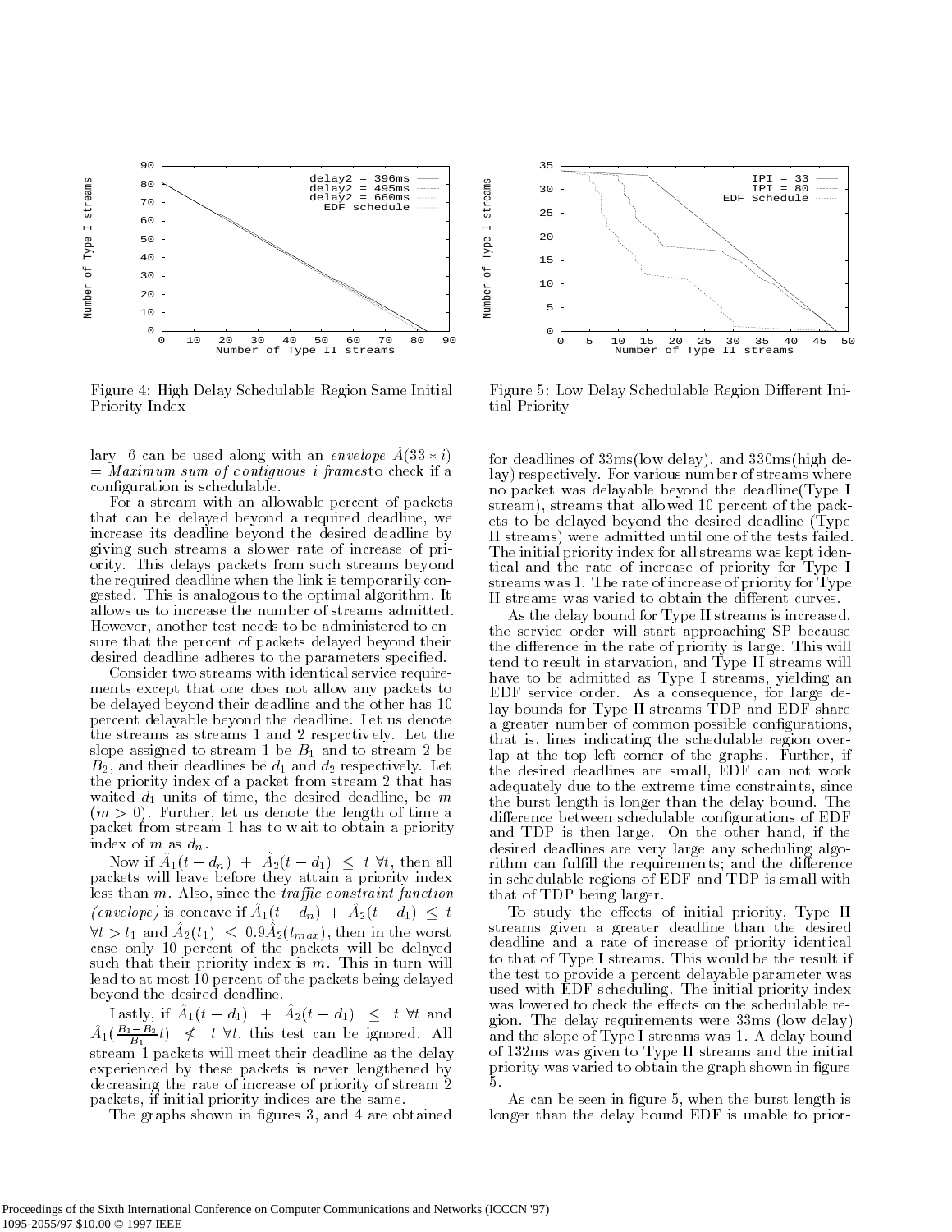Figure 4: High Delay Schedulable Region Same Initial Priority Index

Figure 5: Low Delay Schedulable Region Different Initial Priority

lary 6 can be used along with an *envelope* $\hat{A}(33 * i)$ = *Maximum sum of contiguous i frames* to check if a configuration is schedulable.

For a stream with an allowable percent of packets that can be delayed beyond a required deadline, we increase its deadline beyond the desired deadline by giving such streams a slower rate of increase of priority. This delays packets from such streams beyond the required deadline when the link is temporarily congested. This is analogous to the optimal algorithm. It allows us to increase the number of streams admitted. However, another test needs to be administered to ensure that the percent of packets delayed beyond their desired deadline adheres to the parameters specified.

Consider two streams with identical service requirements except that one does not allow any packets to be delayed beyond their deadline and the other has 10 percent delayable beyond the deadline. Let us denote the streams as streams 1 and 2 respectively. Let the slope assigned to stream 1 be $B_1$ and to stream 2 be $B_2$, and their deadlines be $d_1$ and $d_2$ respectively. Let the priority index of a packet from stream 2 that has waited $d_1$ units of time, the desired deadline, be $m$ ($m > 0$). Further, let us denote the length of time a packet from stream 1 has to wait to obtain a priority index of $m$ as $d_n$.

Now if $\hat{A}_1(t - d_n) + \hat{A}_2(t - d_1) \leq t \ \forall t$, then all packets will leave before they attain a priority index less than $m$. Also, since the *traffic constraint function (envelope)* is concave if $\hat{A}_1(t - d_n) + \hat{A}_2(t - d_1) \leq t$ $\forall t > t_1$ and $\hat{A}_2(t_1) \leq 0.9\hat{A}_2(t_{max})$, then in the worst case only 10 percent of the packets will be delayed such that their priority index is $m$. This in turn will lead to at most 10 percent of the packets being delayed beyond the desired deadline.

Lastly, if $\hat{A}_1(t - d_1) + \hat{A}_2(t - d_1) \leq t \ \forall t$ and $\hat{A}_1(\frac{B_1 - B_2}{B_1} t) \not\leq t \ \forall t$, this test can be ignored. All stream 1 packets will meet their deadline as the delay experienced by these packets is never lengthened by decreasing the rate of increase of priority of stream 2 packets, if initial priority indices are the same.

The graphs shown in figures 3, and 4 are obtained for deadlines of 33ms(low delay), and 330ms(high delay) respectively. For various number of streams where no packet was delayable beyond the deadline(Type I stream), streams that allowed 10 percent of the packets to be delayed beyond the desired deadline (Type II streams) were admitted until one of the tests failed. The initial priority index for all streams was kept identical and the rate of increase of priority for Type I streams was 1. The rate of increase of priority for Type II streams was varied to obtain the different curves.

As the delay bound for Type II streams is increased, the service order will start approaching SP because the difference in the rate of priority is large. This will tend to result in starvation, and Type II streams will have to be admitted as Type I streams, yielding an EDF service order. As a consequence, for large delay bounds for Type II streams TDP and EDF share a greater number of common possible configurations, that is, lines indicating the schedulable region overlap at the top left corner of the graphs. Further, if the desired deadlines are small, EDF can not work adequately due to the extreme time constraints, since the burst length is longer than the delay bound. The difference between schedulable configurations of EDF and TDP is then large. On the other hand, if the desired deadlines are very large any scheduling algorithm can fulfill the requirements; and the difference in schedulable regions of EDF and TDP is small with that of TDP being larger.

To study the effects of initial priority, Type II streams given a greater deadline than the desired deadline and a rate of increase of priority identical to that of Type I streams. This would be the result if the test to provide a percent delayable parameter was used with EDF scheduling. The initial priority index was lowered to check the effects on the schedulable region. The delay requirements were 33ms (low delay) and the slope of Type I streams was 1. A delay bound of 132ms was given to Type II streams and the initial priority was varied to obtain the graph shown in figure 5.

As can be seen in figure 5, when the burst length is longer than the delay bound EDF is unable to prior-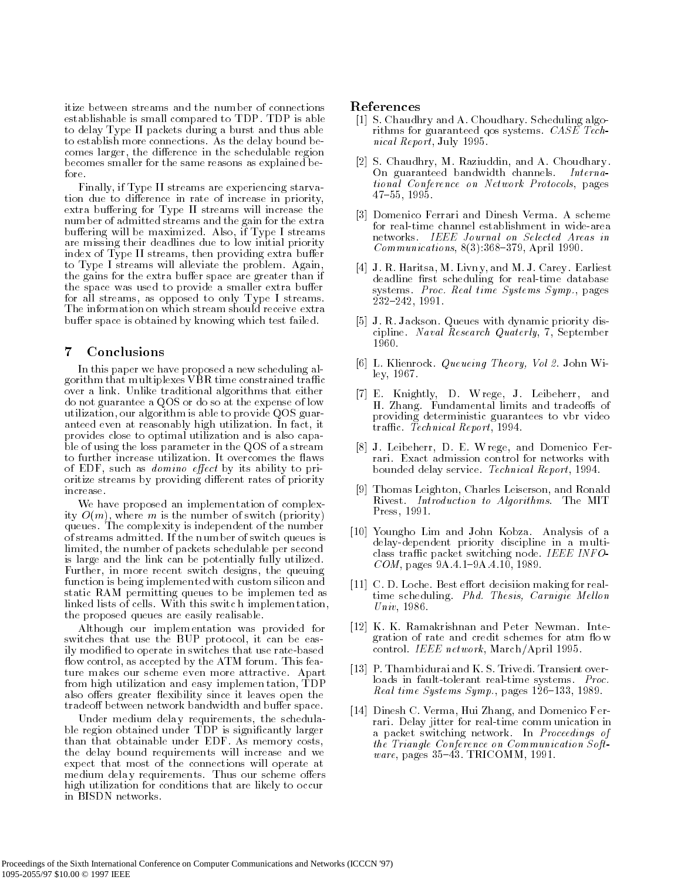itize between streams and the number of connections establishable is small compared to TDP. TDP is able to delay Type II packets during a burst and thus able to establish more connections. As the delay bound becomes larger, the difference in the schedulable region becomes smaller for the same reasons as explained before.

Finally, if Type II streams are experiencing starvation due to difference in rate of increase in priority, extra buffering for Type II streams will increase the number of admitted streams and the gain for the extra buffering will be maximized. Also, if Type I streams are missing their deadlines due to low initial priority index of Type II streams, then providing extra buffer to Type I streams will alleviate the problem. Again, the gains for the extra buffer space are greater than if the space was used to provide a smaller extra buffer for all streams, as opposed to only Type I streams. The information on which stream should receive extra buffer space is obtained by knowing which test failed.

## 7 Conclusions

In this paper we have proposed a new scheduling algorithm that multiplexes VBR time constrained traffic over a link. Unlike traditional algorithms that either do not guarantee a QOS or do so at the expense of low utilization, our algorithm is able to provide QOS guaranteed even at reasonably high utilization. In fact, it provides close to optimal utilization and is also capable of using the loss parameter in the QOS of a stream to further increase utilization. It overcomes the flaws of EDF, such as *domino effect* by its ability to prioritize streams by providing different rates of priority increase.

We have proposed an implementation of complexity $O(m)$, where $m$ is the number of switch (priority) queues. The complexity is independent of the number of streams admitted. If the number of switch queues is limited, the number of packets schedulable per second is large and the link can be potentially fully utilized. Further, in more recent switch designs, the queuing function is being implemented with custom silicon and static RAM permitting queues to be implemen ted as linked lists of cells. With this switc h implementation, the proposed queues are easily realisable.

Although our implementation was provided for switches that use the BUP protocol, it can be easily modified to operate in switches that use rate-based flow control, as accepted by the ATM forum. This feature makes our scheme even more attractive. Apart from high utilization and easy implemen tation, TDP also offers greater flexibility since it leaves open the tradeoff between network bandwidth and buffer space.

Under medium delay requirements, the schedulable region obtained under TDP is significantly larger than that obtainable under EDF. As memory costs, the delay bound requirements will increase and we expect that most of the connections will operate at medium delay requirements. Thus our scheme offers high utilization for conditions that are likely to occur in BISDN networks.

## References

[1] S. Chaudhry and A. Choudhary. Scheduling algorithms for guaranteed qos systems. *CASE Technical Report*, July 1995.

[2] S. Chaudhry, M. Raziuddin, and A. Choudhary. On guaranteed bandwidth channels. *International Conference on Network Protocols*, pages 47–55, 1995.

[3] Domenico Ferrari and Dinesh Verma. A scheme for real-time channel establishment in wide-area networks. *IEEE Journal on Selected Areas in Communications*, 8(3):368–379, April 1990.

[4] J. R. Haritsa, M. Livny, and M. J. Carey. Earliest deadline first scheduling for real-time database systems. *Proc. Real time Systems Symp.*, pages 232–242, 1991.

[5] J. R. Jackson. Queues with dynamic priority discipline. *Naval Research Quaterly*, 7, September 1960.

[6] L. Klienrock. *Queueing Theory, Vol 2*. John Wiley, 1967.

[7] E. Knightly, D. Wrege, J. Leibeherr, and H. Zhang. Fundamental limits and tradeoffs of providing deterministic guarantees to vbr video traffic. *Technical Report*, 1994.

[8] J. Leibeherr, D. E. Wrege, and Domenico Ferrari. Exact admission control for networks with bounded delay service. *Technical Report*, 1994.

[9] Thomas Leighton, Charles Leiserson, and Ronald Rivest. *Introduction to Algorithms*. The MIT Press, 1991.

[10] Youngho Lim and John Kobza. Analysis of a delay-dependent priority discipline in a multiclass traffic packet switching node. *IEEE INFOCOM*, pages 9A.4.1–9A.4.10, 1989.

[11] C. D. Loche. Best effort decisiion making for realtime scheduling. *Phd. Thesis, Carnigie Mellon Univ*, 1986.

[12] K. K. Ramakrishnan and Peter Newman. Integration of rate and credit schemes for atm flow control. *IEEE network*, March/April 1995.

[13] P. Thambidurai and K. S. Trivedi. Transient overloads in fault-tolerant real-time systems. *Proc. Real time Systems Symp.*, pages 126–133, 1989.

[14] Dinesh C. Verma, Hui Zhang, and Domenico Ferrari. Delay jitter for real-time comm unication in a packet switching network. In *Proceedings of the Triangle Conference on Communication Software*, pages 35–43. TRICOMM, 1991.